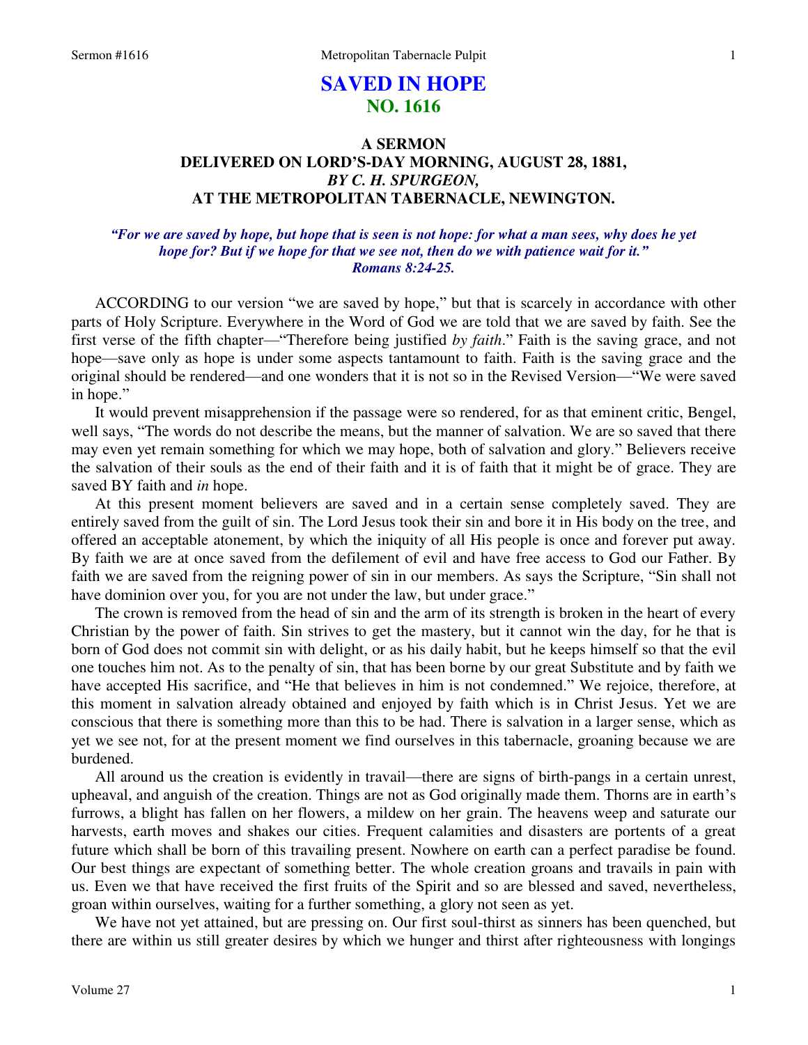# SAVED IN HOPE
## NO. 1616

### A SERMON
### DELIVERED ON LORD'S-DAY MORNING, AUGUST 28, 1881,
### *BY C. H. SPURGEON,*
### AT THE METROPOLITAN TABERNACLE, NEWINGTON.

***"For we are saved by hope, but hope that is seen is not hope: for what a man sees, why does he yet hope for? But if we hope for that we see not, then do we with patience wait for it." Romans 8:24-25.***

ACCORDING to our version "we are saved by hope," but that is scarcely in accordance with other parts of Holy Scripture. Everywhere in the Word of God we are told that we are saved by faith. See the first verse of the fifth chapter—"Therefore being justified *by faith*." Faith is the saving grace, and not hope—save only as hope is under some aspects tantamount to faith. Faith is the saving grace and the original should be rendered—and one wonders that it is not so in the Revised Version—"We were saved in hope."

It would prevent misapprehension if the passage were so rendered, for as that eminent critic, Bengel, well says, "The words do not describe the means, but the manner of salvation. We are so saved that there may even yet remain something for which we may hope, both of salvation and glory." Believers receive the salvation of their souls as the end of their faith and it is of faith that it might be of grace. They are saved BY faith and *in* hope.

At this present moment believers are saved and in a certain sense completely saved. They are entirely saved from the guilt of sin. The Lord Jesus took their sin and bore it in His body on the tree, and offered an acceptable atonement, by which the iniquity of all His people is once and forever put away. By faith we are at once saved from the defilement of evil and have free access to God our Father. By faith we are saved from the reigning power of sin in our members. As says the Scripture, "Sin shall not have dominion over you, for you are not under the law, but under grace."

The crown is removed from the head of sin and the arm of its strength is broken in the heart of every Christian by the power of faith. Sin strives to get the mastery, but it cannot win the day, for he that is born of God does not commit sin with delight, or as his daily habit, but he keeps himself so that the evil one touches him not. As to the penalty of sin, that has been borne by our great Substitute and by faith we have accepted His sacrifice, and "He that believes in him is not condemned." We rejoice, therefore, at this moment in salvation already obtained and enjoyed by faith which is in Christ Jesus. Yet we are conscious that there is something more than this to be had. There is salvation in a larger sense, which as yet we see not, for at the present moment we find ourselves in this tabernacle, groaning because we are burdened.

All around us the creation is evidently in travail—there are signs of birth-pangs in a certain unrest, upheaval, and anguish of the creation. Things are not as God originally made them. Thorns are in earth's furrows, a blight has fallen on her flowers, a mildew on her grain. The heavens weep and saturate our harvests, earth moves and shakes our cities. Frequent calamities and disasters are portents of a great future which shall be born of this travailing present. Nowhere on earth can a perfect paradise be found. Our best things are expectant of something better. The whole creation groans and travails in pain with us. Even we that have received the first fruits of the Spirit and so are blessed and saved, nevertheless, groan within ourselves, waiting for a further something, a glory not seen as yet.

We have not yet attained, but are pressing on. Our first soul-thirst as sinners has been quenched, but there are within us still greater desires by which we hunger and thirst after righteousness with longings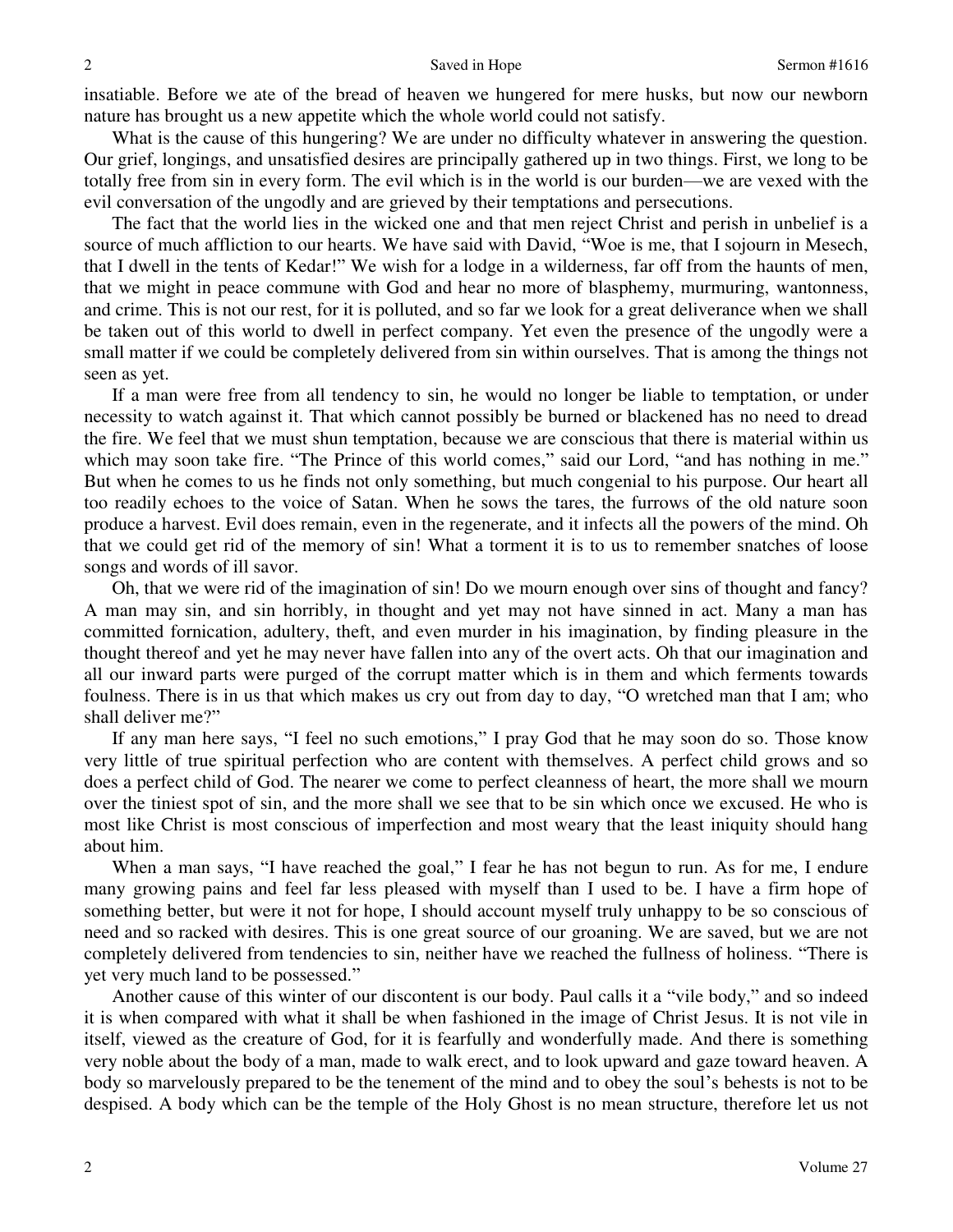insatiable. Before we ate of the bread of heaven we hungered for mere husks, but now our newborn nature has brought us a new appetite which the whole world could not satisfy.

What is the cause of this hungering? We are under no difficulty whatever in answering the question. Our grief, longings, and unsatisfied desires are principally gathered up in two things. First, we long to be totally free from sin in every form. The evil which is in the world is our burden—we are vexed with the evil conversation of the ungodly and are grieved by their temptations and persecutions.

The fact that the world lies in the wicked one and that men reject Christ and perish in unbelief is a source of much affliction to our hearts. We have said with David, "Woe is me, that I sojourn in Mesech, that I dwell in the tents of Kedar!" We wish for a lodge in a wilderness, far off from the haunts of men, that we might in peace commune with God and hear no more of blasphemy, murmuring, wantonness, and crime. This is not our rest, for it is polluted, and so far we look for a great deliverance when we shall be taken out of this world to dwell in perfect company. Yet even the presence of the ungodly were a small matter if we could be completely delivered from sin within ourselves. That is among the things not seen as yet.

If a man were free from all tendency to sin, he would no longer be liable to temptation, or under necessity to watch against it. That which cannot possibly be burned or blackened has no need to dread the fire. We feel that we must shun temptation, because we are conscious that there is material within us which may soon take fire. "The Prince of this world comes," said our Lord, "and has nothing in me." But when he comes to us he finds not only something, but much congenial to his purpose. Our heart all too readily echoes to the voice of Satan. When he sows the tares, the furrows of the old nature soon produce a harvest. Evil does remain, even in the regenerate, and it infects all the powers of the mind. Oh that we could get rid of the memory of sin! What a torment it is to us to remember snatches of loose songs and words of ill savor.

Oh, that we were rid of the imagination of sin! Do we mourn enough over sins of thought and fancy? A man may sin, and sin horribly, in thought and yet may not have sinned in act. Many a man has committed fornication, adultery, theft, and even murder in his imagination, by finding pleasure in the thought thereof and yet he may never have fallen into any of the overt acts. Oh that our imagination and all our inward parts were purged of the corrupt matter which is in them and which ferments towards foulness. There is in us that which makes us cry out from day to day, "O wretched man that I am; who shall deliver me?"

If any man here says, "I feel no such emotions," I pray God that he may soon do so. Those know very little of true spiritual perfection who are content with themselves. A perfect child grows and so does a perfect child of God. The nearer we come to perfect cleanness of heart, the more shall we mourn over the tiniest spot of sin, and the more shall we see that to be sin which once we excused. He who is most like Christ is most conscious of imperfection and most weary that the least iniquity should hang about him.

When a man says, "I have reached the goal," I fear he has not begun to run. As for me, I endure many growing pains and feel far less pleased with myself than I used to be. I have a firm hope of something better, but were it not for hope, I should account myself truly unhappy to be so conscious of need and so racked with desires. This is one great source of our groaning. We are saved, but we are not completely delivered from tendencies to sin, neither have we reached the fullness of holiness. "There is yet very much land to be possessed."

Another cause of this winter of our discontent is our body. Paul calls it a "vile body," and so indeed it is when compared with what it shall be when fashioned in the image of Christ Jesus. It is not vile in itself, viewed as the creature of God, for it is fearfully and wonderfully made. And there is something very noble about the body of a man, made to walk erect, and to look upward and gaze toward heaven. A body so marvelously prepared to be the tenement of the mind and to obey the soul's behests is not to be despised. A body which can be the temple of the Holy Ghost is no mean structure, therefore let us not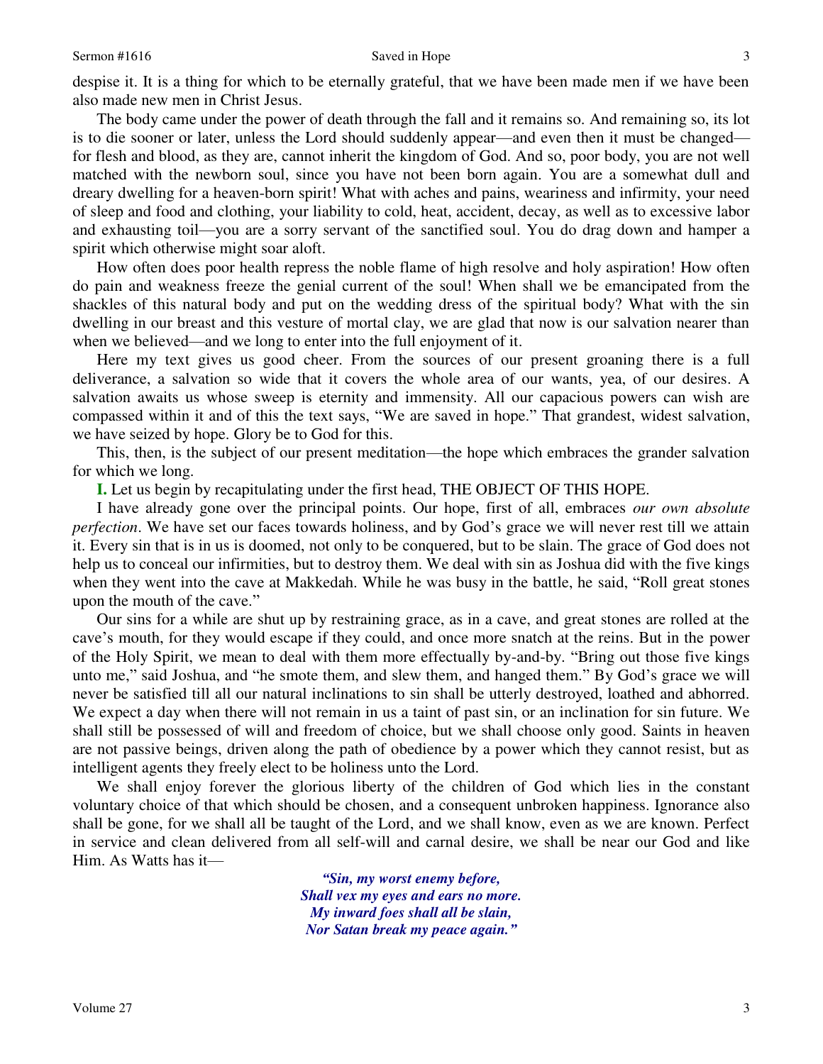despise it. It is a thing for which to be eternally grateful, that we have been made men if we have been also made new men in Christ Jesus.

The body came under the power of death through the fall and it remains so. And remaining so, its lot is to die sooner or later, unless the Lord should suddenly appear—and even then it must be changed—for flesh and blood, as they are, cannot inherit the kingdom of God. And so, poor body, you are not well matched with the newborn soul, since you have not been born again. You are a somewhat dull and dreary dwelling for a heaven-born spirit! What with aches and pains, weariness and infirmity, your need of sleep and food and clothing, your liability to cold, heat, accident, decay, as well as to excessive labor and exhausting toil—you are a sorry servant of the sanctified soul. You do drag down and hamper a spirit which otherwise might soar aloft.

How often does poor health repress the noble flame of high resolve and holy aspiration! How often do pain and weakness freeze the genial current of the soul! When shall we be emancipated from the shackles of this natural body and put on the wedding dress of the spiritual body? What with the sin dwelling in our breast and this vesture of mortal clay, we are glad that now is our salvation nearer than when we believed—and we long to enter into the full enjoyment of it.

Here my text gives us good cheer. From the sources of our present groaning there is a full deliverance, a salvation so wide that it covers the whole area of our wants, yea, of our desires. A salvation awaits us whose sweep is eternity and immensity. All our capacious powers can wish are compassed within it and of this the text says, "We are saved in hope." That grandest, widest salvation, we have seized by hope. Glory be to God for this.

This, then, is the subject of our present meditation—the hope which embraces the grander salvation for which we long.

**I.** Let us begin by recapitulating under the first head, THE OBJECT OF THIS HOPE.

I have already gone over the principal points. Our hope, first of all, embraces *our own absolute perfection*. We have set our faces towards holiness, and by God's grace we will never rest till we attain it. Every sin that is in us is doomed, not only to be conquered, but to be slain. The grace of God does not help us to conceal our infirmities, but to destroy them. We deal with sin as Joshua did with the five kings when they went into the cave at Makkedah. While he was busy in the battle, he said, "Roll great stones upon the mouth of the cave."

Our sins for a while are shut up by restraining grace, as in a cave, and great stones are rolled at the cave's mouth, for they would escape if they could, and once more snatch at the reins. But in the power of the Holy Spirit, we mean to deal with them more effectually by-and-by. "Bring out those five kings unto me," said Joshua, and "he smote them, and slew them, and hanged them." By God's grace we will never be satisfied till all our natural inclinations to sin shall be utterly destroyed, loathed and abhorred. We expect a day when there will not remain in us a taint of past sin, or an inclination for sin future. We shall still be possessed of will and freedom of choice, but we shall choose only good. Saints in heaven are not passive beings, driven along the path of obedience by a power which they cannot resist, but as intelligent agents they freely elect to be holiness unto the Lord.

We shall enjoy forever the glorious liberty of the children of God which lies in the constant voluntary choice of that which should be chosen, and a consequent unbroken happiness. Ignorance also shall be gone, for we shall all be taught of the Lord, and we shall know, even as we are known. Perfect in service and clean delivered from all self-will and carnal desire, we shall be near our God and like Him. As Watts has it—

> ***"Sin, my worst enemy before,***
> ***Shall vex my eyes and ears no more.***
> ***My inward foes shall all be slain,***
> ***Nor Satan break my peace again."***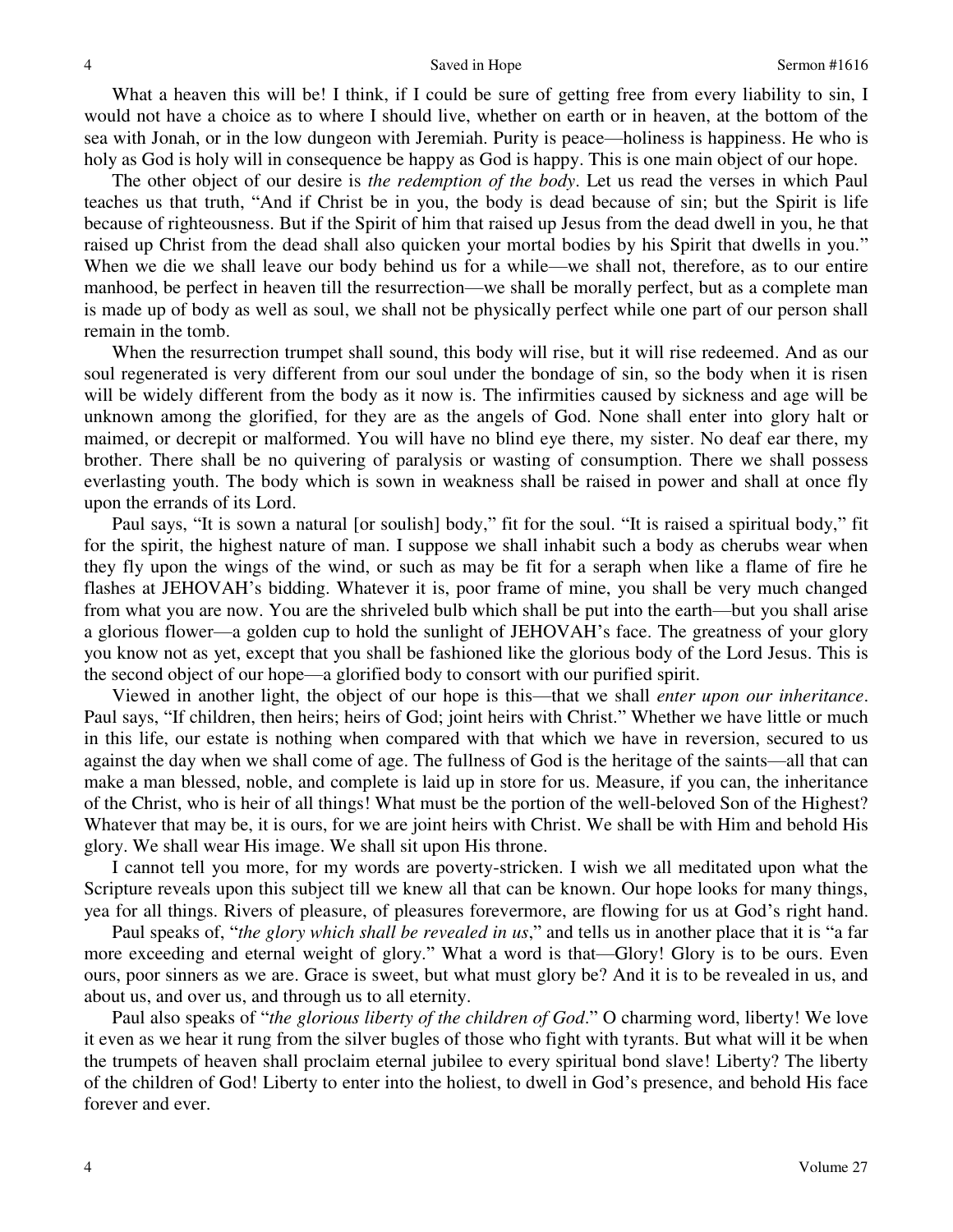What a heaven this will be! I think, if I could be sure of getting free from every liability to sin, I would not have a choice as to where I should live, whether on earth or in heaven, at the bottom of the sea with Jonah, or in the low dungeon with Jeremiah. Purity is peace—holiness is happiness. He who is holy as God is holy will in consequence be happy as God is happy. This is one main object of our hope.

The other object of our desire is *the redemption of the body*. Let us read the verses in which Paul teaches us that truth, "And if Christ be in you, the body is dead because of sin; but the Spirit is life because of righteousness. But if the Spirit of him that raised up Jesus from the dead dwell in you, he that raised up Christ from the dead shall also quicken your mortal bodies by his Spirit that dwells in you." When we die we shall leave our body behind us for a while—we shall not, therefore, as to our entire manhood, be perfect in heaven till the resurrection—we shall be morally perfect, but as a complete man is made up of body as well as soul, we shall not be physically perfect while one part of our person shall remain in the tomb.

When the resurrection trumpet shall sound, this body will rise, but it will rise redeemed. And as our soul regenerated is very different from our soul under the bondage of sin, so the body when it is risen will be widely different from the body as it now is. The infirmities caused by sickness and age will be unknown among the glorified, for they are as the angels of God. None shall enter into glory halt or maimed, or decrepit or malformed. You will have no blind eye there, my sister. No deaf ear there, my brother. There shall be no quivering of paralysis or wasting of consumption. There we shall possess everlasting youth. The body which is sown in weakness shall be raised in power and shall at once fly upon the errands of its Lord.

Paul says, "It is sown a natural [or soulish] body," fit for the soul. "It is raised a spiritual body," fit for the spirit, the highest nature of man. I suppose we shall inhabit such a body as cherubs wear when they fly upon the wings of the wind, or such as may be fit for a seraph when like a flame of fire he flashes at JEHOVAH's bidding. Whatever it is, poor frame of mine, you shall be very much changed from what you are now. You are the shriveled bulb which shall be put into the earth—but you shall arise a glorious flower—a golden cup to hold the sunlight of JEHOVAH's face. The greatness of your glory you know not as yet, except that you shall be fashioned like the glorious body of the Lord Jesus. This is the second object of our hope—a glorified body to consort with our purified spirit.

Viewed in another light, the object of our hope is this—that we shall *enter upon our inheritance*. Paul says, "If children, then heirs; heirs of God; joint heirs with Christ." Whether we have little or much in this life, our estate is nothing when compared with that which we have in reversion, secured to us against the day when we shall come of age. The fullness of God is the heritage of the saints—all that can make a man blessed, noble, and complete is laid up in store for us. Measure, if you can, the inheritance of the Christ, who is heir of all things! What must be the portion of the well-beloved Son of the Highest? Whatever that may be, it is ours, for we are joint heirs with Christ. We shall be with Him and behold His glory. We shall wear His image. We shall sit upon His throne.

I cannot tell you more, for my words are poverty-stricken. I wish we all meditated upon what the Scripture reveals upon this subject till we knew all that can be known. Our hope looks for many things, yea for all things. Rivers of pleasure, of pleasures forevermore, are flowing for us at God's right hand.

Paul speaks of, "*the glory which shall be revealed in us*," and tells us in another place that it is "a far more exceeding and eternal weight of glory." What a word is that—Glory! Glory is to be ours. Even ours, poor sinners as we are. Grace is sweet, but what must glory be? And it is to be revealed in us, and about us, and over us, and through us to all eternity.

Paul also speaks of "*the glorious liberty of the children of God*." O charming word, liberty! We love it even as we hear it rung from the silver bugles of those who fight with tyrants. But what will it be when the trumpets of heaven shall proclaim eternal jubilee to every spiritual bond slave! Liberty? The liberty of the children of God! Liberty to enter into the holiest, to dwell in God's presence, and behold His face forever and ever.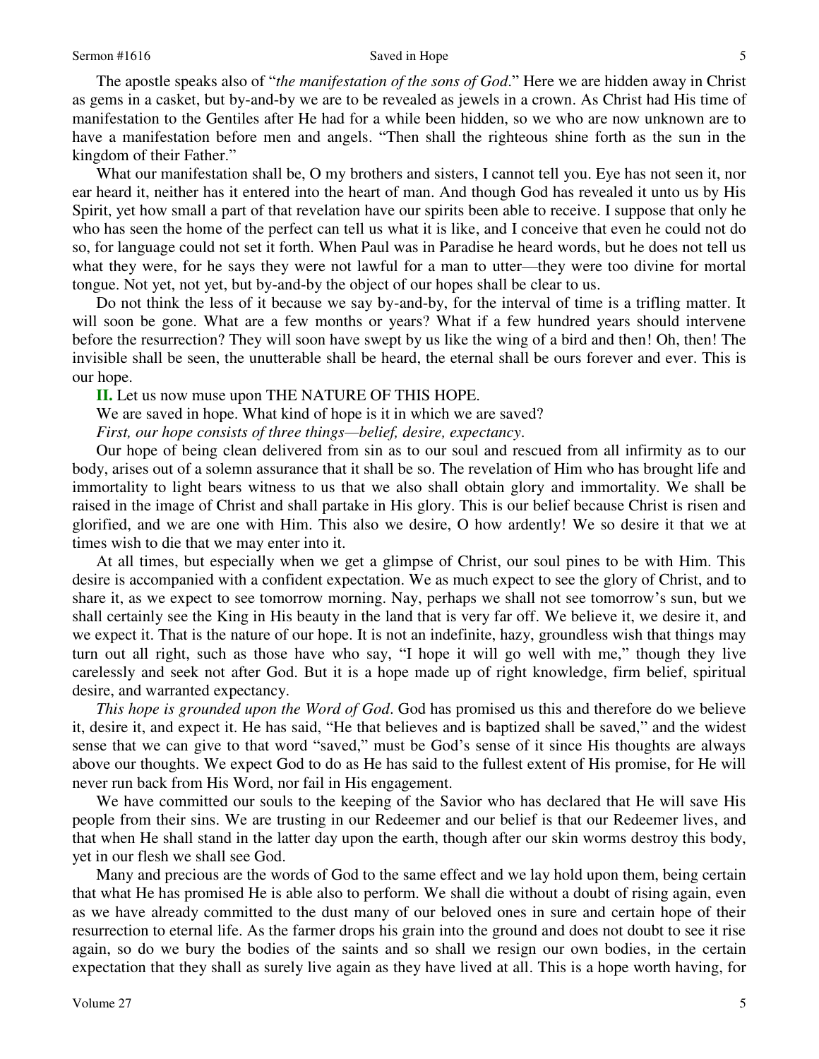The apostle speaks also of "*the manifestation of the sons of God*." Here we are hidden away in Christ as gems in a casket, but by-and-by we are to be revealed as jewels in a crown. As Christ had His time of manifestation to the Gentiles after He had for a while been hidden, so we who are now unknown are to have a manifestation before men and angels. "Then shall the righteous shine forth as the sun in the kingdom of their Father."

What our manifestation shall be, O my brothers and sisters, I cannot tell you. Eye has not seen it, nor ear heard it, neither has it entered into the heart of man. And though God has revealed it unto us by His Spirit, yet how small a part of that revelation have our spirits been able to receive. I suppose that only he who has seen the home of the perfect can tell us what it is like, and I conceive that even he could not do so, for language could not set it forth. When Paul was in Paradise he heard words, but he does not tell us what they were, for he says they were not lawful for a man to utter—they were too divine for mortal tongue. Not yet, not yet, but by-and-by the object of our hopes shall be clear to us.

Do not think the less of it because we say by-and-by, for the interval of time is a trifling matter. It will soon be gone. What are a few months or years? What if a few hundred years should intervene before the resurrection? They will soon have swept by us like the wing of a bird and then! Oh, then! The invisible shall be seen, the unutterable shall be heard, the eternal shall be ours forever and ever. This is our hope.

**II.** Let us now muse upon THE NATURE OF THIS HOPE.

We are saved in hope. What kind of hope is it in which we are saved?

*First, our hope consists of three things—belief, desire, expectancy*.

Our hope of being clean delivered from sin as to our soul and rescued from all infirmity as to our body, arises out of a solemn assurance that it shall be so. The revelation of Him who has brought life and immortality to light bears witness to us that we also shall obtain glory and immortality. We shall be raised in the image of Christ and shall partake in His glory. This is our belief because Christ is risen and glorified, and we are one with Him. This also we desire, O how ardently! We so desire it that we at times wish to die that we may enter into it.

At all times, but especially when we get a glimpse of Christ, our soul pines to be with Him. This desire is accompanied with a confident expectation. We as much expect to see the glory of Christ, and to share it, as we expect to see tomorrow morning. Nay, perhaps we shall not see tomorrow's sun, but we shall certainly see the King in His beauty in the land that is very far off. We believe it, we desire it, and we expect it. That is the nature of our hope. It is not an indefinite, hazy, groundless wish that things may turn out all right, such as those have who say, "I hope it will go well with me," though they live carelessly and seek not after God. But it is a hope made up of right knowledge, firm belief, spiritual desire, and warranted expectancy.

*This hope is grounded upon the Word of God*. God has promised us this and therefore do we believe it, desire it, and expect it. He has said, "He that believes and is baptized shall be saved," and the widest sense that we can give to that word "saved," must be God's sense of it since His thoughts are always above our thoughts. We expect God to do as He has said to the fullest extent of His promise, for He will never run back from His Word, nor fail in His engagement.

We have committed our souls to the keeping of the Savior who has declared that He will save His people from their sins. We are trusting in our Redeemer and our belief is that our Redeemer lives, and that when He shall stand in the latter day upon the earth, though after our skin worms destroy this body, yet in our flesh we shall see God.

Many and precious are the words of God to the same effect and we lay hold upon them, being certain that what He has promised He is able also to perform. We shall die without a doubt of rising again, even as we have already committed to the dust many of our beloved ones in sure and certain hope of their resurrection to eternal life. As the farmer drops his grain into the ground and does not doubt to see it rise again, so do we bury the bodies of the saints and so shall we resign our own bodies, in the certain expectation that they shall as surely live again as they have lived at all. This is a hope worth having, for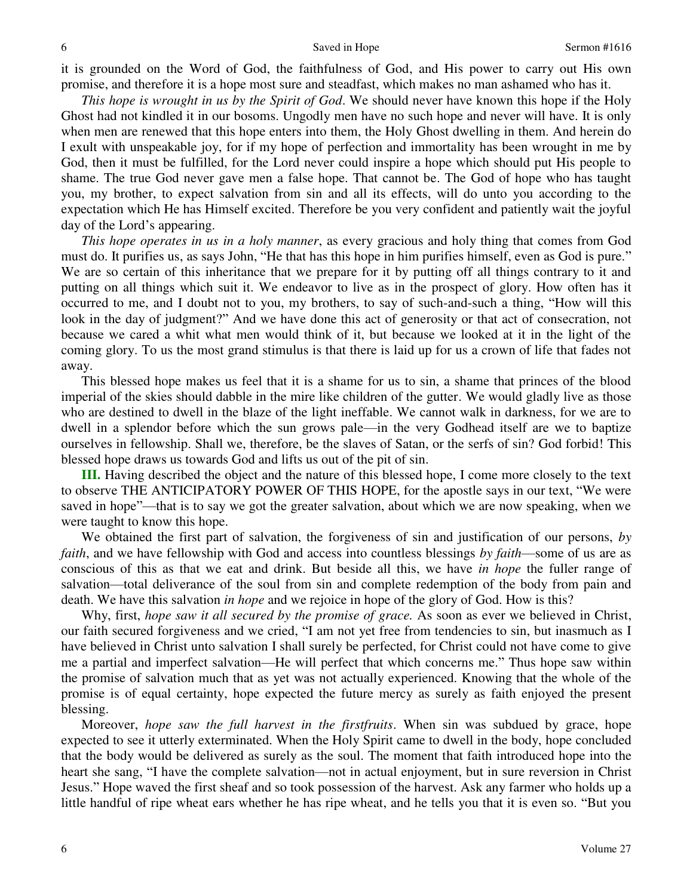it is grounded on the Word of God, the faithfulness of God, and His power to carry out His own promise, and therefore it is a hope most sure and steadfast, which makes no man ashamed who has it.

*This hope is wrought in us by the Spirit of God*. We should never have known this hope if the Holy Ghost had not kindled it in our bosoms. Ungodly men have no such hope and never will have. It is only when men are renewed that this hope enters into them, the Holy Ghost dwelling in them. And herein do I exult with unspeakable joy, for if my hope of perfection and immortality has been wrought in me by God, then it must be fulfilled, for the Lord never could inspire a hope which should put His people to shame. The true God never gave men a false hope. That cannot be. The God of hope who has taught you, my brother, to expect salvation from sin and all its effects, will do unto you according to the expectation which He has Himself excited. Therefore be you very confident and patiently wait the joyful day of the Lord's appearing.

*This hope operates in us in a holy manner*, as every gracious and holy thing that comes from God must do. It purifies us, as says John, "He that has this hope in him purifies himself, even as God is pure." We are so certain of this inheritance that we prepare for it by putting off all things contrary to it and putting on all things which suit it. We endeavor to live as in the prospect of glory. How often has it occurred to me, and I doubt not to you, my brothers, to say of such-and-such a thing, "How will this look in the day of judgment?" And we have done this act of generosity or that act of consecration, not because we cared a whit what men would think of it, but because we looked at it in the light of the coming glory. To us the most grand stimulus is that there is laid up for us a crown of life that fades not away.

This blessed hope makes us feel that it is a shame for us to sin, a shame that princes of the blood imperial of the skies should dabble in the mire like children of the gutter. We would gladly live as those who are destined to dwell in the blaze of the light ineffable. We cannot walk in darkness, for we are to dwell in a splendor before which the sun grows pale—in the very Godhead itself are we to baptize ourselves in fellowship. Shall we, therefore, be the slaves of Satan, or the serfs of sin? God forbid! This blessed hope draws us towards God and lifts us out of the pit of sin.

**III.** Having described the object and the nature of this blessed hope, I come more closely to the text to observe THE ANTICIPATORY POWER OF THIS HOPE, for the apostle says in our text, "We were saved in hope"—that is to say we got the greater salvation, about which we are now speaking, when we were taught to know this hope.

We obtained the first part of salvation, the forgiveness of sin and justification of our persons, *by faith*, and we have fellowship with God and access into countless blessings *by faith*—some of us are as conscious of this as that we eat and drink. But beside all this, we have *in hope* the fuller range of salvation—total deliverance of the soul from sin and complete redemption of the body from pain and death. We have this salvation *in hope* and we rejoice in hope of the glory of God. How is this?

Why, first, *hope saw it all secured by the promise of grace.* As soon as ever we believed in Christ, our faith secured forgiveness and we cried, "I am not yet free from tendencies to sin, but inasmuch as I have believed in Christ unto salvation I shall surely be perfected, for Christ could not have come to give me a partial and imperfect salvation—He will perfect that which concerns me." Thus hope saw within the promise of salvation much that as yet was not actually experienced. Knowing that the whole of the promise is of equal certainty, hope expected the future mercy as surely as faith enjoyed the present blessing.

Moreover, *hope saw the full harvest in the firstfruits*. When sin was subdued by grace, hope expected to see it utterly exterminated. When the Holy Spirit came to dwell in the body, hope concluded that the body would be delivered as surely as the soul. The moment that faith introduced hope into the heart she sang, "I have the complete salvation—not in actual enjoyment, but in sure reversion in Christ Jesus." Hope waved the first sheaf and so took possession of the harvest. Ask any farmer who holds up a little handful of ripe wheat ears whether he has ripe wheat, and he tells you that it is even so. "But you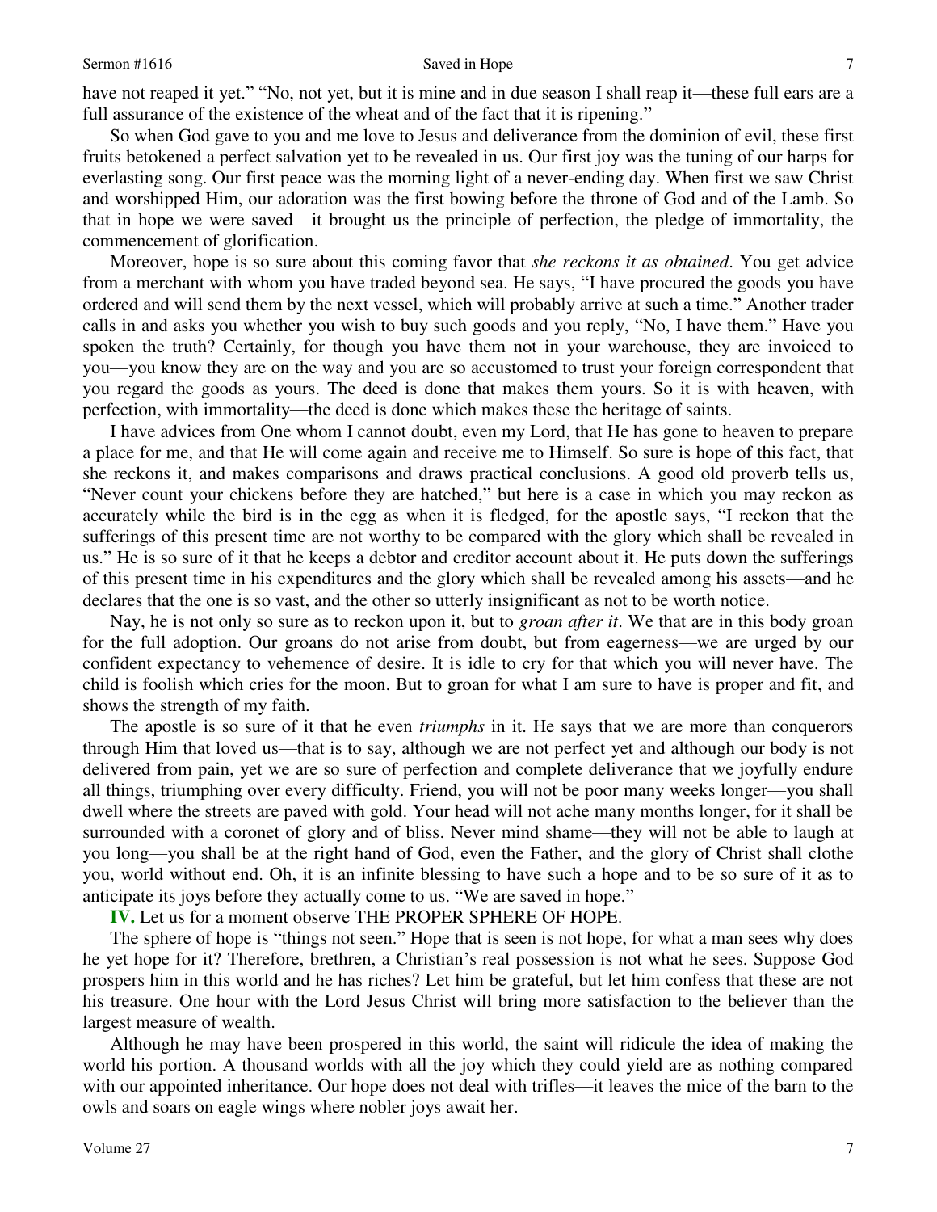have not reaped it yet." "No, not yet, but it is mine and in due season I shall reap it—these full ears are a full assurance of the existence of the wheat and of the fact that it is ripening."

So when God gave to you and me love to Jesus and deliverance from the dominion of evil, these first fruits betokened a perfect salvation yet to be revealed in us. Our first joy was the tuning of our harps for everlasting song. Our first peace was the morning light of a never-ending day. When first we saw Christ and worshipped Him, our adoration was the first bowing before the throne of God and of the Lamb. So that in hope we were saved—it brought us the principle of perfection, the pledge of immortality, the commencement of glorification.

Moreover, hope is so sure about this coming favor that *she reckons it as obtained*. You get advice from a merchant with whom you have traded beyond sea. He says, "I have procured the goods you have ordered and will send them by the next vessel, which will probably arrive at such a time." Another trader calls in and asks you whether you wish to buy such goods and you reply, "No, I have them." Have you spoken the truth? Certainly, for though you have them not in your warehouse, they are invoiced to you—you know they are on the way and you are so accustomed to trust your foreign correspondent that you regard the goods as yours. The deed is done that makes them yours. So it is with heaven, with perfection, with immortality—the deed is done which makes these the heritage of saints.

I have advices from One whom I cannot doubt, even my Lord, that He has gone to heaven to prepare a place for me, and that He will come again and receive me to Himself. So sure is hope of this fact, that she reckons it, and makes comparisons and draws practical conclusions. A good old proverb tells us, "Never count your chickens before they are hatched," but here is a case in which you may reckon as accurately while the bird is in the egg as when it is fledged, for the apostle says, "I reckon that the sufferings of this present time are not worthy to be compared with the glory which shall be revealed in us." He is so sure of it that he keeps a debtor and creditor account about it. He puts down the sufferings of this present time in his expenditures and the glory which shall be revealed among his assets—and he declares that the one is so vast, and the other so utterly insignificant as not to be worth notice.

Nay, he is not only so sure as to reckon upon it, but to *groan after it*. We that are in this body groan for the full adoption. Our groans do not arise from doubt, but from eagerness—we are urged by our confident expectancy to vehemence of desire. It is idle to cry for that which you will never have. The child is foolish which cries for the moon. But to groan for what I am sure to have is proper and fit, and shows the strength of my faith.

The apostle is so sure of it that he even *triumphs* in it. He says that we are more than conquerors through Him that loved us—that is to say, although we are not perfect yet and although our body is not delivered from pain, yet we are so sure of perfection and complete deliverance that we joyfully endure all things, triumphing over every difficulty. Friend, you will not be poor many weeks longer—you shall dwell where the streets are paved with gold. Your head will not ache many months longer, for it shall be surrounded with a coronet of glory and of bliss. Never mind shame—they will not be able to laugh at you long—you shall be at the right hand of God, even the Father, and the glory of Christ shall clothe you, world without end. Oh, it is an infinite blessing to have such a hope and to be so sure of it as to anticipate its joys before they actually come to us. "We are saved in hope."

**IV.** Let us for a moment observe THE PROPER SPHERE OF HOPE.

The sphere of hope is "things not seen." Hope that is seen is not hope, for what a man sees why does he yet hope for it? Therefore, brethren, a Christian's real possession is not what he sees. Suppose God prospers him in this world and he has riches? Let him be grateful, but let him confess that these are not his treasure. One hour with the Lord Jesus Christ will bring more satisfaction to the believer than the largest measure of wealth.

Although he may have been prospered in this world, the saint will ridicule the idea of making the world his portion. A thousand worlds with all the joy which they could yield are as nothing compared with our appointed inheritance. Our hope does not deal with trifles—it leaves the mice of the barn to the owls and soars on eagle wings where nobler joys await her.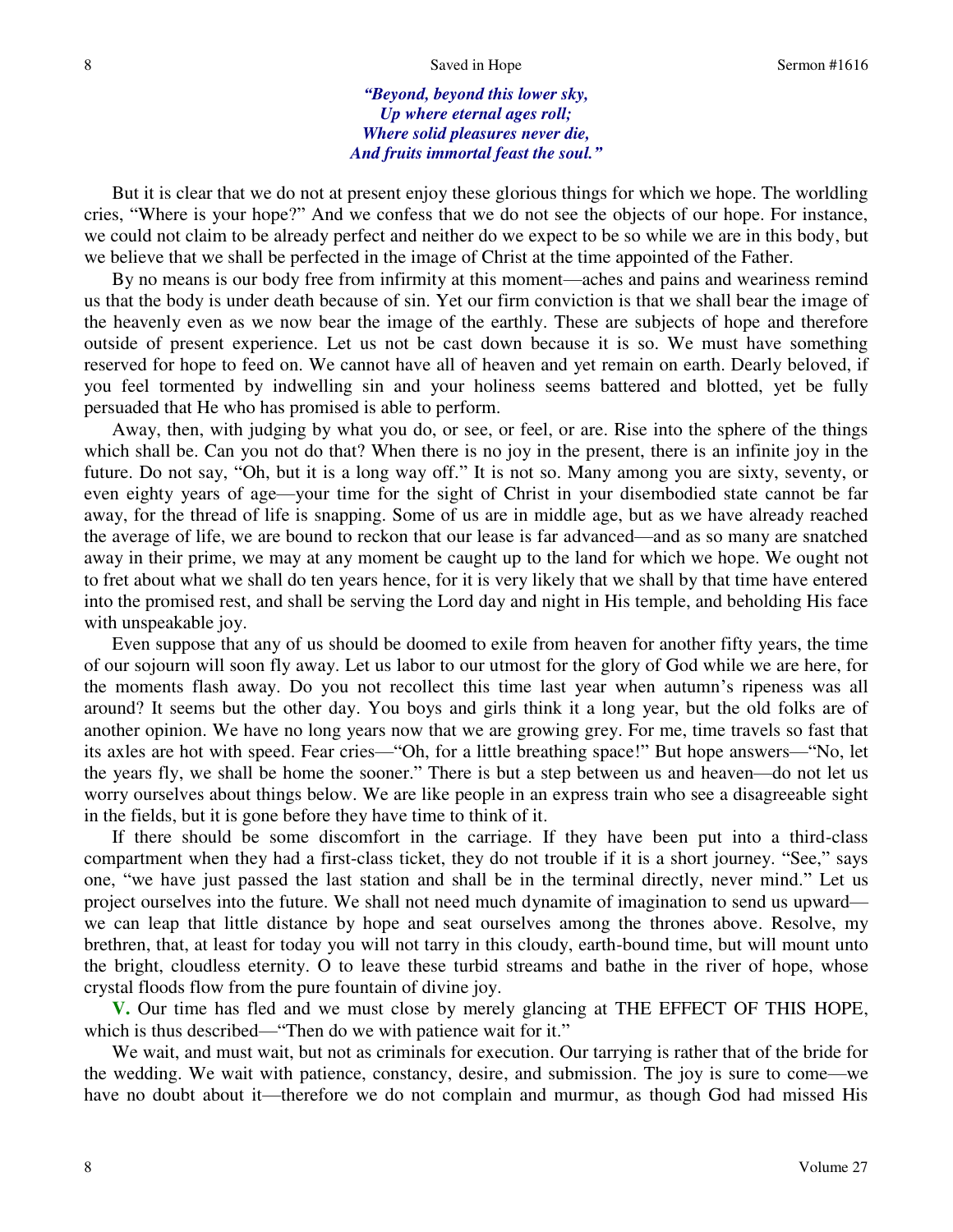*"Beyond, beyond this lower sky,*
*Up where eternal ages roll;*
*Where solid pleasures never die,*
*And fruits immortal feast the soul."*

But it is clear that we do not at present enjoy these glorious things for which we hope. The worldling cries, "Where is your hope?" And we confess that we do not see the objects of our hope. For instance, we could not claim to be already perfect and neither do we expect to be so while we are in this body, but we believe that we shall be perfected in the image of Christ at the time appointed of the Father.

By no means is our body free from infirmity at this moment—aches and pains and weariness remind us that the body is under death because of sin. Yet our firm conviction is that we shall bear the image of the heavenly even as we now bear the image of the earthly. These are subjects of hope and therefore outside of present experience. Let us not be cast down because it is so. We must have something reserved for hope to feed on. We cannot have all of heaven and yet remain on earth. Dearly beloved, if you feel tormented by indwelling sin and your holiness seems battered and blotted, yet be fully persuaded that He who has promised is able to perform.

Away, then, with judging by what you do, or see, or feel, or are. Rise into the sphere of the things which shall be. Can you not do that? When there is no joy in the present, there is an infinite joy in the future. Do not say, "Oh, but it is a long way off." It is not so. Many among you are sixty, seventy, or even eighty years of age—your time for the sight of Christ in your disembodied state cannot be far away, for the thread of life is snapping. Some of us are in middle age, but as we have already reached the average of life, we are bound to reckon that our lease is far advanced—and as so many are snatched away in their prime, we may at any moment be caught up to the land for which we hope. We ought not to fret about what we shall do ten years hence, for it is very likely that we shall by that time have entered into the promised rest, and shall be serving the Lord day and night in His temple, and beholding His face with unspeakable joy.

Even suppose that any of us should be doomed to exile from heaven for another fifty years, the time of our sojourn will soon fly away. Let us labor to our utmost for the glory of God while we are here, for the moments flash away. Do you not recollect this time last year when autumn's ripeness was all around? It seems but the other day. You boys and girls think it a long year, but the old folks are of another opinion. We have no long years now that we are growing grey. For me, time travels so fast that its axles are hot with speed. Fear cries—"Oh, for a little breathing space!" But hope answers—"No, let the years fly, we shall be home the sooner." There is but a step between us and heaven—do not let us worry ourselves about things below. We are like people in an express train who see a disagreeable sight in the fields, but it is gone before they have time to think of it.

If there should be some discomfort in the carriage. If they have been put into a third-class compartment when they had a first-class ticket, they do not trouble if it is a short journey. "See," says one, "we have just passed the last station and shall be in the terminal directly, never mind." Let us project ourselves into the future. We shall not need much dynamite of imagination to send us upward—we can leap that little distance by hope and seat ourselves among the thrones above. Resolve, my brethren, that, at least for today you will not tarry in this cloudy, earth-bound time, but will mount unto the bright, cloudless eternity. O to leave these turbid streams and bathe in the river of hope, whose crystal floods flow from the pure fountain of divine joy.

**V.** Our time has fled and we must close by merely glancing at THE EFFECT OF THIS HOPE, which is thus described—"Then do we with patience wait for it."

We wait, and must wait, but not as criminals for execution. Our tarrying is rather that of the bride for the wedding. We wait with patience, constancy, desire, and submission. The joy is sure to come—we have no doubt about it—therefore we do not complain and murmur, as though God had missed His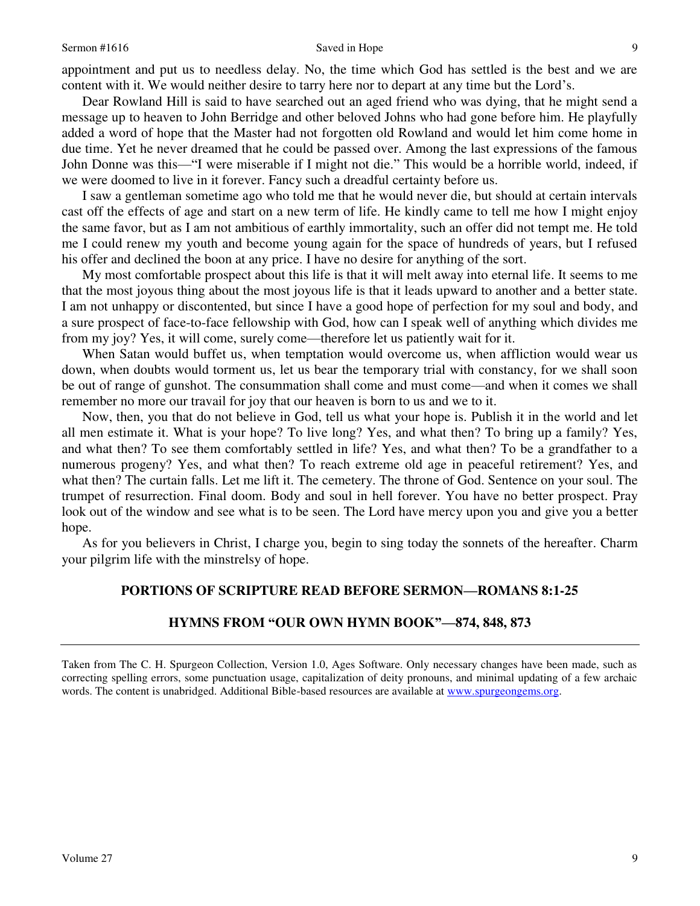appointment and put us to needless delay. No, the time which God has settled is the best and we are content with it. We would neither desire to tarry here nor to depart at any time but the Lord's.

Dear Rowland Hill is said to have searched out an aged friend who was dying, that he might send a message up to heaven to John Berridge and other beloved Johns who had gone before him. He playfully added a word of hope that the Master had not forgotten old Rowland and would let him come home in due time. Yet he never dreamed that he could be passed over. Among the last expressions of the famous John Donne was this—"I were miserable if I might not die." This would be a horrible world, indeed, if we were doomed to live in it forever. Fancy such a dreadful certainty before us.

I saw a gentleman sometime ago who told me that he would never die, but should at certain intervals cast off the effects of age and start on a new term of life. He kindly came to tell me how I might enjoy the same favor, but as I am not ambitious of earthly immortality, such an offer did not tempt me. He told me I could renew my youth and become young again for the space of hundreds of years, but I refused his offer and declined the boon at any price. I have no desire for anything of the sort.

My most comfortable prospect about this life is that it will melt away into eternal life. It seems to me that the most joyous thing about the most joyous life is that it leads upward to another and a better state. I am not unhappy or discontented, but since I have a good hope of perfection for my soul and body, and a sure prospect of face-to-face fellowship with God, how can I speak well of anything which divides me from my joy? Yes, it will come, surely come—therefore let us patiently wait for it.

When Satan would buffet us, when temptation would overcome us, when affliction would wear us down, when doubts would torment us, let us bear the temporary trial with constancy, for we shall soon be out of range of gunshot. The consummation shall come and must come—and when it comes we shall remember no more our travail for joy that our heaven is born to us and we to it.

Now, then, you that do not believe in God, tell us what your hope is. Publish it in the world and let all men estimate it. What is your hope? To live long? Yes, and what then? To bring up a family? Yes, and what then? To see them comfortably settled in life? Yes, and what then? To be a grandfather to a numerous progeny? Yes, and what then? To reach extreme old age in peaceful retirement? Yes, and what then? The curtain falls. Let me lift it. The cemetery. The throne of God. Sentence on your soul. The trumpet of resurrection. Final doom. Body and soul in hell forever. You have no better prospect. Pray look out of the window and see what is to be seen. The Lord have mercy upon you and give you a better hope.

As for you believers in Christ, I charge you, begin to sing today the sonnets of the hereafter. Charm your pilgrim life with the minstrelsy of hope.

**PORTIONS OF SCRIPTURE READ BEFORE SERMON—ROMANS 8:1-25**

**HYMNS FROM "OUR OWN HYMN BOOK"—874, 848, 873**

---

Taken from The C. H. Spurgeon Collection, Version 1.0, Ages Software. Only necessary changes have been made, such as correcting spelling errors, some punctuation usage, capitalization of deity pronouns, and minimal updating of a few archaic words. The content is unabridged. Additional Bible-based resources are available at www.spurgeongems.org.